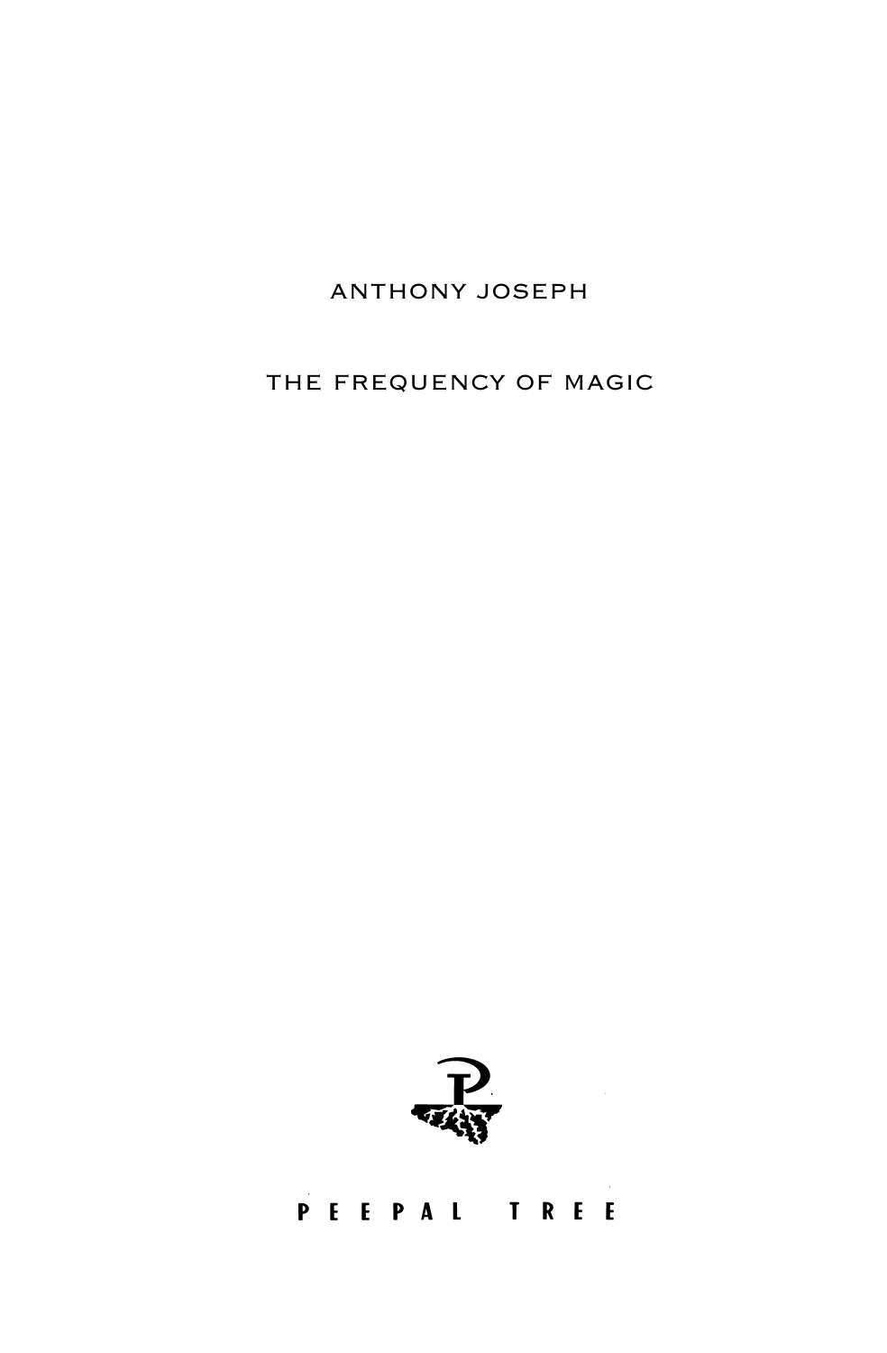ANTHONY JOSEPH

# THE FREQUENCY OF MAGIC

PEEPAL TREE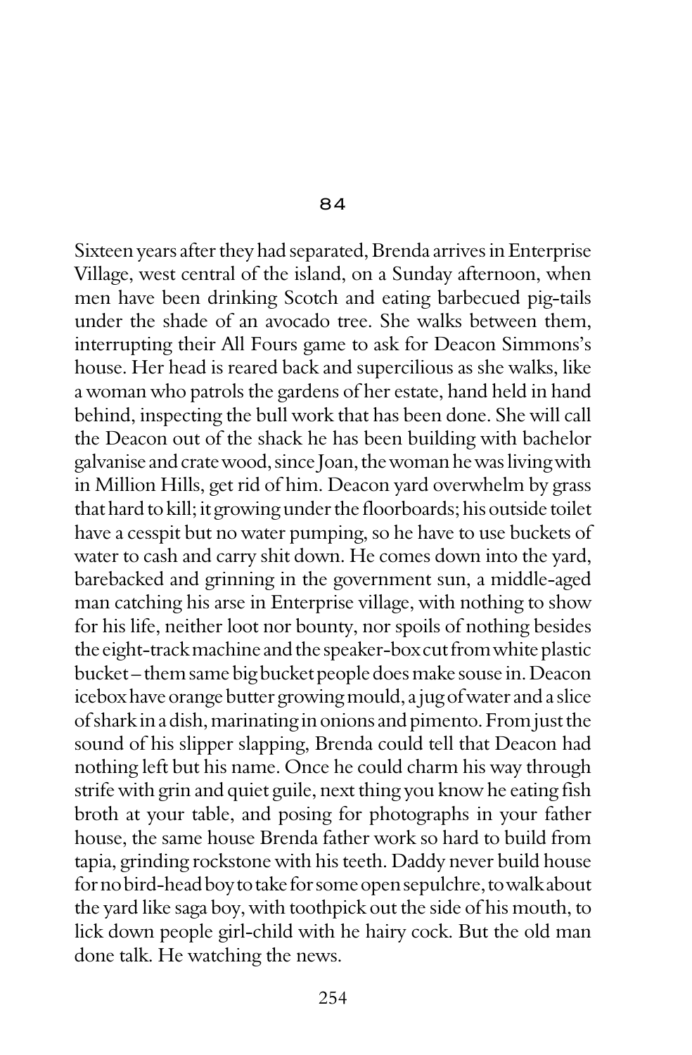## 84

Sixteen years after they had separated, Brenda arrives in Enterprise Village, west central of the island, on a Sunday afternoon, when men have been drinking Scotch and eating barbecued pig-tails under the shade of an avocado tree. She walks between them, interrupting their All Fours game to ask for Deacon Simmons's house. Her head is reared back and supercilious as she walks, like a woman who patrols the gardens of her estate, hand held in hand behind, inspecting the bull work that has been done. She will call the Deacon out of the shack he has been building with bachelor galvanise and crate wood, since Joan, the woman he was living with in Million Hills, get rid of him. Deacon yard overwhelm by grass that hard to kill; it growing under the floorboards; his outside toilet have a cesspit but no water pumping, so he have to use buckets of water to cash and carry shit down. He comes down into the yard, barebacked and grinning in the government sun, a middle-aged man catching his arse in Enterprise village, with nothing to show for his life, neither loot nor bounty, nor spoils of nothing besides the eight-track machine and the speaker-box cut from white plastic bucket – them same big bucket people does make souse in. Deacon icebox have orange butter growing mould, a jug of water and a slice of shark in a dish, marinating in onions and pimento. From just the sound of his slipper slapping, Brenda could tell that Deacon had nothing left but his name. Once he could charm his way through strife with grin and quiet guile, next thing you know he eating fish broth at your table, and posing for photographs in your father house, the same house Brenda father work so hard to build from tapia, grinding rockstone with his teeth. Daddy never build house for no bird-head boy to take for some open sepulchre, to walk about the yard like saga boy, with toothpick out the side of his mouth, to lick down people girl-child with he hairy cock. But the old man done talk. He watching the news.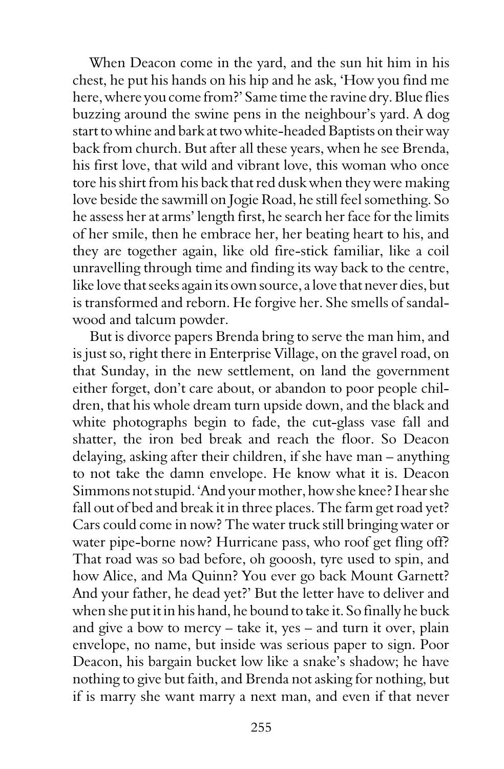When Deacon come in the yard, and the sun hit him in his chest, he put his hands on his hip and he ask, 'How you find me here, where you come from?' Same time the ravine dry. Blue flies buzzing around the swine pens in the neighbour's yard. A dog start to whine and bark at two white-headed Baptists on their way back from church. But after all these years, when he see Brenda, his first love, that wild and vibrant love, this woman who once tore his shirt from his back that red dusk when they were making love beside the sawmill on Jogie Road, he still feel something. So he assess her at arms' length first, he search her face for the limits of her smile, then he embrace her, her beating heart to his, and they are together again, like old fire-stick familiar, like a coil unravelling through time and finding its way back to the centre, like love that seeks again its own source, a love that never dies, but is transformed and reborn. He forgive her. She smells of sandalwood and talcum powder.

But is divorce papers Brenda bring to serve the man him, and is just so, right there in Enterprise Village, on the gravel road, on that Sunday, in the new settlement, on land the government either forget, don't care about, or abandon to poor people children, that his whole dream turn upside down, and the black and white photographs begin to fade, the cut-glass vase fall and shatter, the iron bed break and reach the floor. So Deacon delaying, asking after their children, if she have man – anything to not take the damn envelope. He know what it is. Deacon Simmons not stupid. 'And your mother, how she knee? I hear she fall out of bed and break it in three places. The farm get road yet? Cars could come in now? The water truck still bringing water or water pipe-borne now? Hurricane pass, who roof get fling off? That road was so bad before, oh gooosh, tyre used to spin, and how Alice, and Ma Quinn? You ever go back Mount Garnett? And your father, he dead yet?' But the letter have to deliver and when she put it in his hand, he bound to take it. So finally he buck and give a bow to mercy – take it, yes – and turn it over, plain envelope, no name, but inside was serious paper to sign. Poor Deacon, his bargain bucket low like a snake's shadow; he have nothing to give but faith, and Brenda not asking for nothing, but if is marry she want marry a next man, and even if that never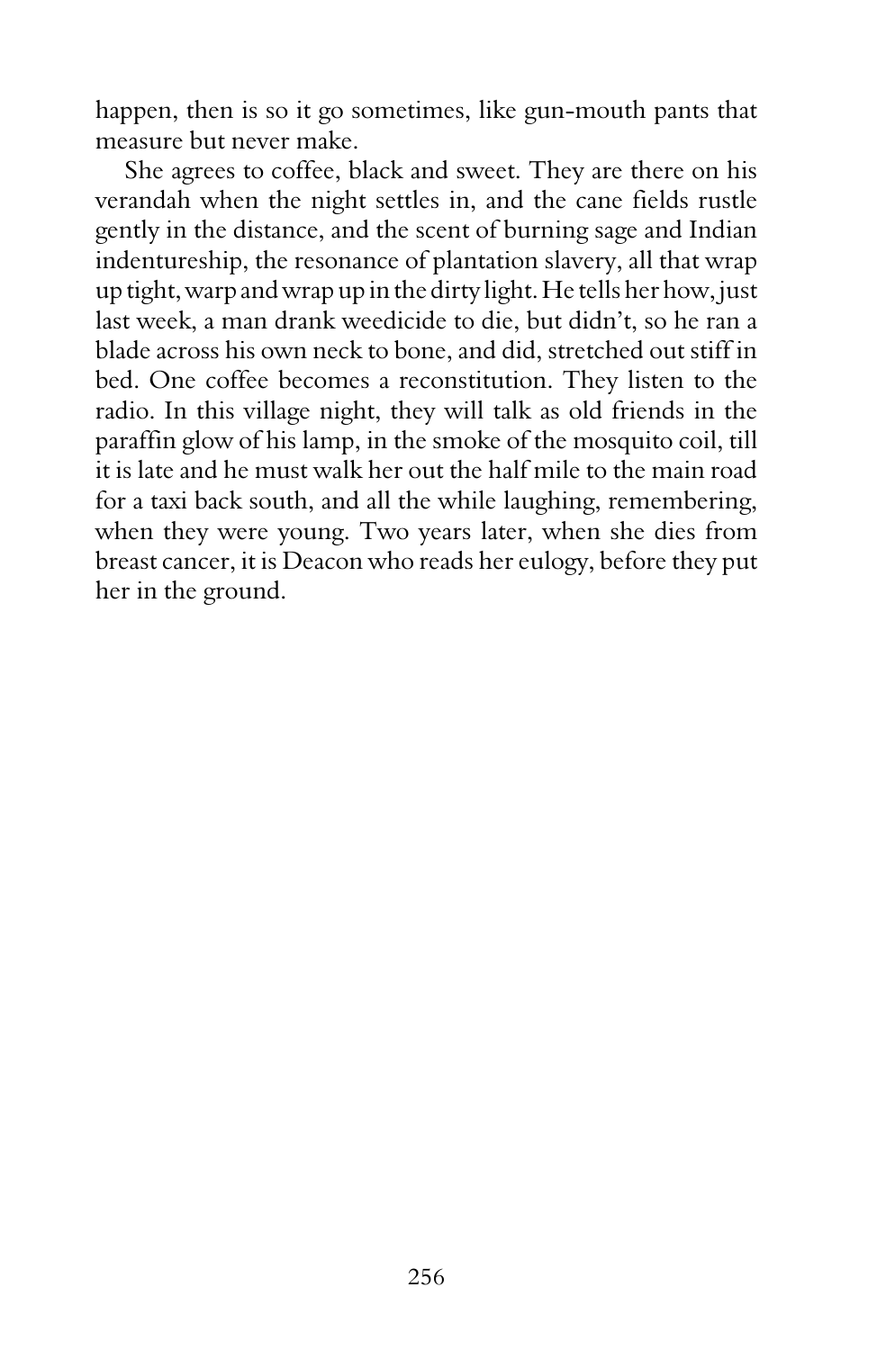happen, then is so it go sometimes, like gun-mouth pants that measure but never make.

She agrees to coffee, black and sweet. They are there on his verandah when the night settles in, and the cane fields rustle gently in the distance, and the scent of burning sage and Indian indentureship, the resonance of plantation slavery, all that wrap up tight, warp and wrap up in the dirty light. He tells her how, just last week, a man drank weedicide to die, but didn't, so he ran a blade across his own neck to bone, and did, stretched out stiff in bed. One coffee becomes a reconstitution. They listen to the radio. In this village night, they will talk as old friends in the paraffin glow of his lamp, in the smoke of the mosquito coil, till it is late and he must walk her out the half mile to the main road for a taxi back south, and all the while laughing, remembering, when they were young. Two years later, when she dies from breast cancer, it is Deacon who reads her eulogy, before they put her in the ground.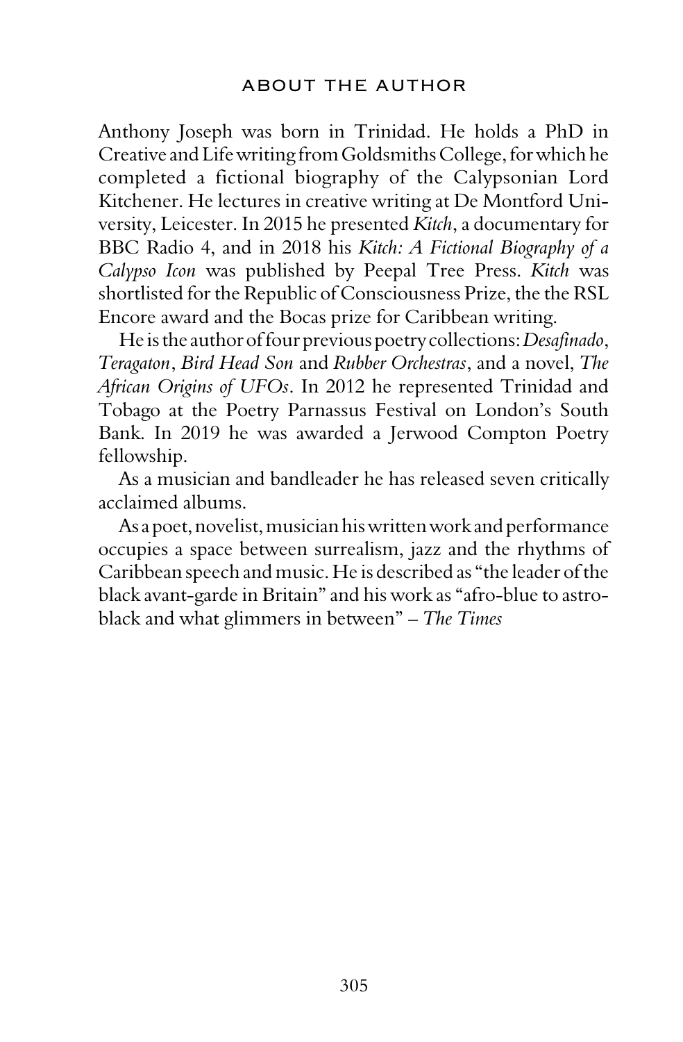## ABOUT THE AUTHOR

Anthony Joseph was born in Trinidad. He holds a PhD in Creative and Life writing from Goldsmiths College, for which he completed a fictional biography of the Calypsonian Lord Kitchener. He lectures in creative writing at De Montford University, Leicester. In 2015 he presented *Kitch*, a documentary for BBC Radio 4, and in 2018 his *Kitch: A Fictional Biography of a Calypso Icon* was published by Peepal Tree Press. *Kitch* was shortlisted for the Republic of Consciousness Prize, the the RSL Encore award and the Bocas prize for Caribbean writing.

He is the author of four previous poetry collections: *Desafinado*, *Teragaton*, *Bird Head Son* and *Rubber Orchestras*, and a novel, *The African Origins of UFOs*. In 2012 he represented Trinidad and Tobago at the Poetry Parnassus Festival on London's South Bank. In 2019 he was awarded a Jerwood Compton Poetry fellowship.

As a musician and bandleader he has released seven critically acclaimed albums.

As a poet, novelist, musician his written work and performance occupies a space between surrealism, jazz and the rhythms of Caribbean speech and music. He is described as "the leader of the black avant-garde in Britain" and his work as "afro-blue to astro-black and what glimmers in between" – *The Times*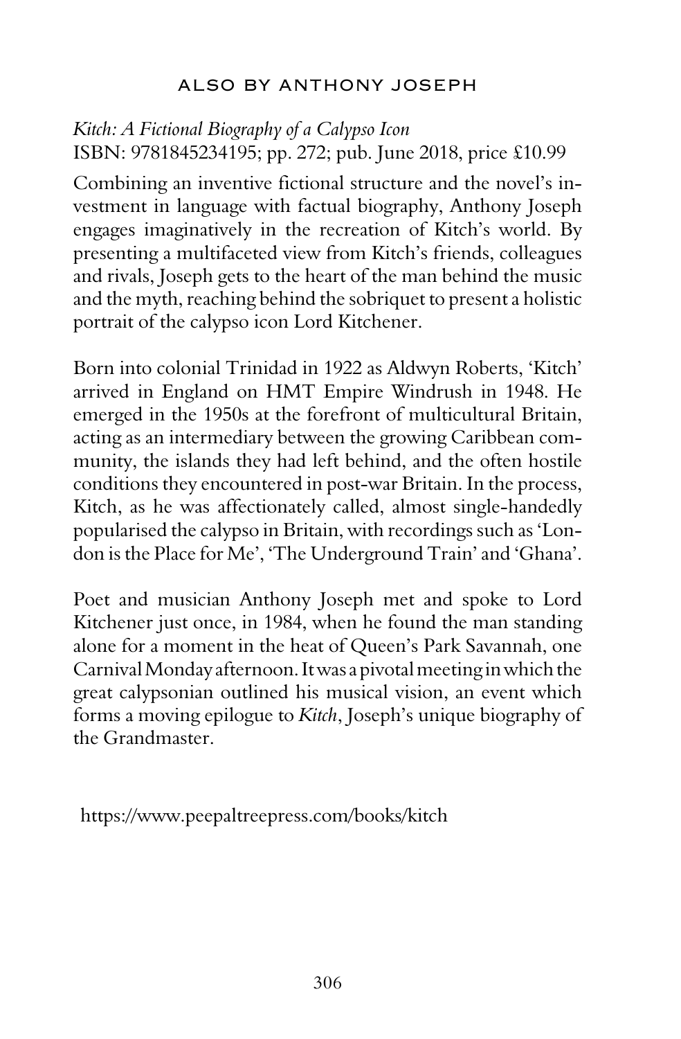## ALSO BY ANTHONY JOSEPH

*Kitch: A Fictional Biography of a Calypso Icon*
ISBN: 9781845234195; pp. 272; pub. June 2018, price £10.99

Combining an inventive fictional structure and the novel's investment in language with factual biography, Anthony Joseph engages imaginatively in the recreation of Kitch's world. By presenting a multifaceted view from Kitch's friends, colleagues and rivals, Joseph gets to the heart of the man behind the music and the myth, reaching behind the sobriquet to present a holistic portrait of the calypso icon Lord Kitchener.

Born into colonial Trinidad in 1922 as Aldwyn Roberts, 'Kitch' arrived in England on HMT Empire Windrush in 1948. He emerged in the 1950s at the forefront of multicultural Britain, acting as an intermediary between the growing Caribbean community, the islands they had left behind, and the often hostile conditions they encountered in post-war Britain. In the process, Kitch, as he was affectionately called, almost single-handedly popularised the calypso in Britain, with recordings such as 'London is the Place for Me', 'The Underground Train' and 'Ghana'.

Poet and musician Anthony Joseph met and spoke to Lord Kitchener just once, in 1984, when he found the man standing alone for a moment in the heat of Queen's Park Savannah, one Carnival Monday afternoon. It was a pivotal meeting in which the great calypsonian outlined his musical vision, an event which forms a moving epilogue to *Kitch*, Joseph's unique biography of the Grandmaster.

https://www.peepaltreepress.com/books/kitch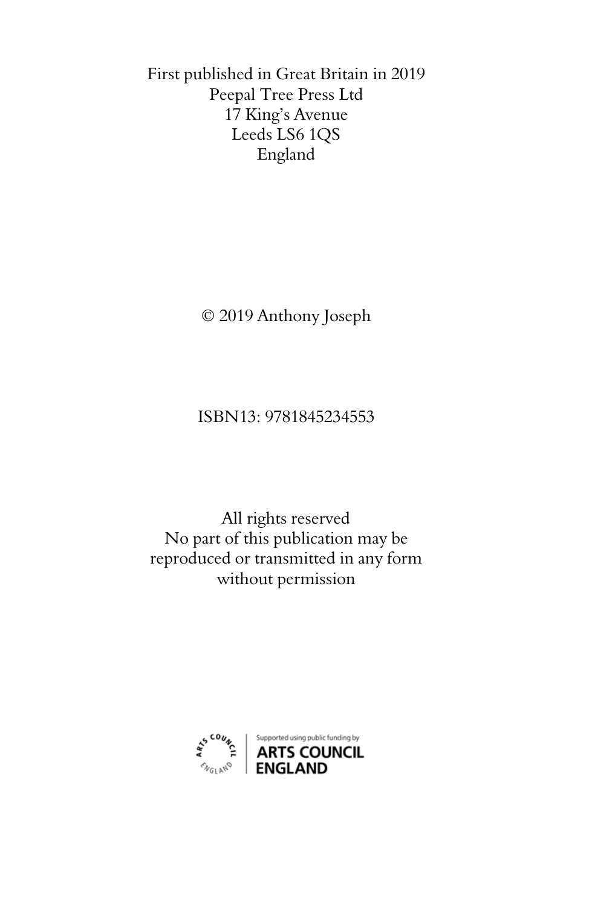First published in Great Britain in 2019
Peepal Tree Press Ltd
17 King's Avenue
Leeds LS6 1QS
England

© 2019 Anthony Joseph

ISBN13: 9781845234553

All rights reserved
No part of this publication may be
reproduced or transmitted in any form
without permission

Supported using public funding by
ARTS COUNCIL
ENGLAND